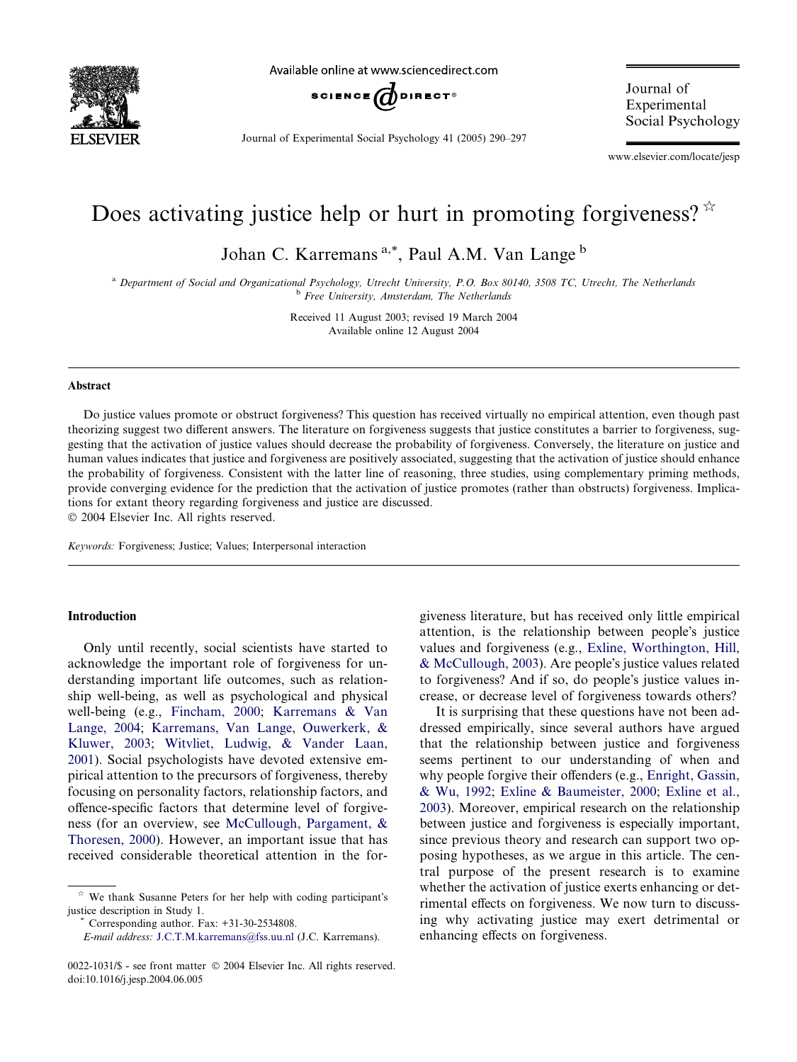# Does activating justice help or hurt in promoting forgiveness? ☆

Johan C. Karremans [a,*], Paul A.M. Van Lange [b]

[a] Department of Social and Organizational Psychology, Utrecht University, P.O. Box 80140, 3508 TC, Utrecht, The Netherlands
[b] Free University, Amsterdam, The Netherlands

Received 11 August 2003; revised 19 March 2004
Available online 12 August 2004

## Abstract

Do justice values promote or obstruct forgiveness? This question has received virtually no empirical attention, even though past theorizing suggest two different answers. The literature on forgiveness suggests that justice constitutes a barrier to forgiveness, suggesting that the activation of justice values should decrease the probability of forgiveness. Conversely, the literature on justice and human values indicates that justice and forgiveness are positively associated, suggesting that the activation of justice should enhance the probability of forgiveness. Consistent with the latter line of reasoning, three studies, using complementary priming methods, provide converging evidence for the prediction that the activation of justice promotes (rather than obstructs) forgiveness. Implications for extant theory regarding forgiveness and justice are discussed.
© 2004 Elsevier Inc. All rights reserved.

*Keywords:* Forgiveness; Justice; Values; Interpersonal interaction

## Introduction

Only until recently, social scientists have started to acknowledge the important role of forgiveness for understanding important life outcomes, such as relationship well-being, as well as psychological and physical well-being (e.g., Fincham, 2000; Karremans & Van Lange, 2004; Karremans, Van Lange, Ouwerkerk, & Kluwer, 2003; Witvliet, Ludwig, & Vander Laan, 2001). Social psychologists have devoted extensive empirical attention to the precursors of forgiveness, thereby focusing on personality factors, relationship factors, and offence-specific factors that determine level of forgiveness (for an overview, see McCullough, Pargament, & Thoresen, 2000). However, an important issue that has received considerable theoretical attention in the forgiveness literature, but has received only little empirical attention, is the relationship between people's justice values and forgiveness (e.g., Exline, Worthington, Hill, & McCullough, 2003). Are people's justice values related to forgiveness? And if so, do people's justice values increase, or decrease level of forgiveness towards others?

It is surprising that these questions have not been addressed empirically, since several authors have argued that the relationship between justice and forgiveness seems pertinent to our understanding of when and why people forgive their offenders (e.g., Enright, Gassin, & Wu, 1992; Exline & Baumeister, 2000; Exline et al., 2003). Moreover, empirical research on the relationship between justice and forgiveness is especially important, since previous theory and research can support two opposing hypotheses, as we argue in this article. The central purpose of the present research is to examine whether the activation of justice exerts enhancing or detrimental effects on forgiveness. We now turn to discussing why activating justice may exert detrimental or enhancing effects on forgiveness.

☆ We thank Susanne Peters for her help with coding participant's justice description in Study 1.

\* Corresponding author. Fax: +31-30-2534808.
*E-mail address:* J.C.T.M.karremans@fss.uu.nl (J.C. Karremans).

0022-1031/$ - see front matter © 2004 Elsevier Inc. All rights reserved.
doi:10.1016/j.jesp.2004.06.005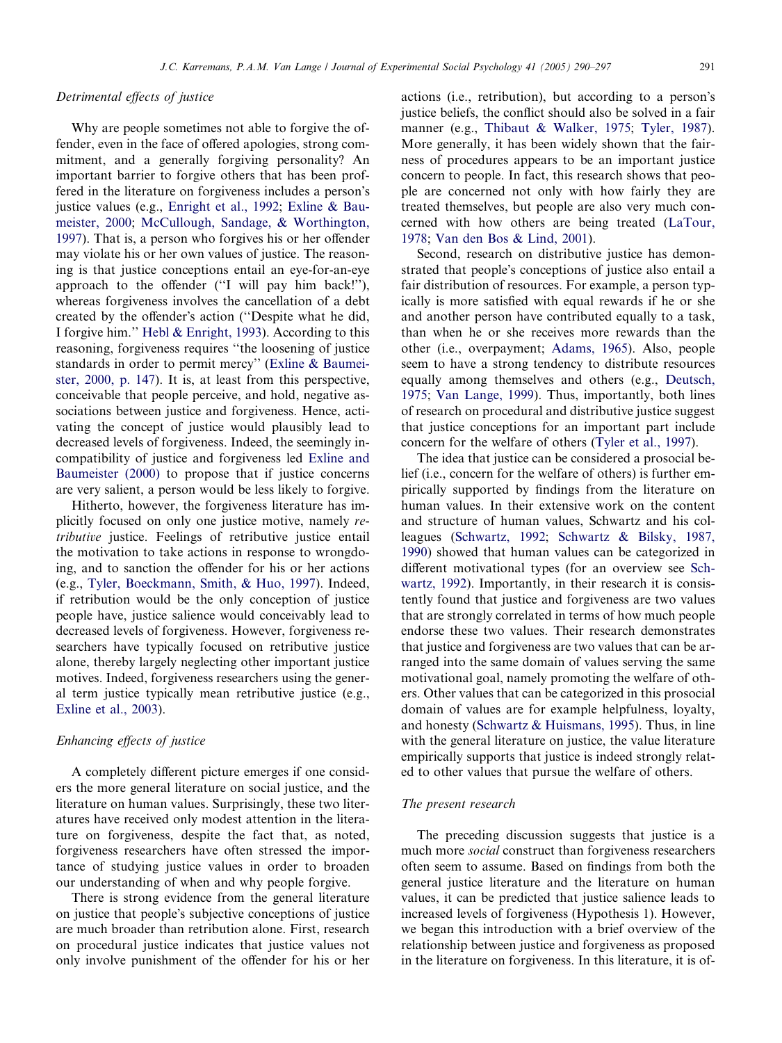### Detrimental effects of justice

Why are people sometimes not able to forgive the offender, even in the face of offered apologies, strong commitment, and a generally forgiving personality? An important barrier to forgive others that has been proffered in the literature on forgiveness includes a person's justice values (e.g., Enright et al., 1992; Exline & Baumeister, 2000; McCullough, Sandage, & Worthington, 1997). That is, a person who forgives his or her offender may violate his or her own values of justice. The reasoning is that justice conceptions entail an eye-for-an-eye approach to the offender ("I will pay him back!"), whereas forgiveness involves the cancellation of a debt created by the offender's action ("Despite what he did, I forgive him." Hebl & Enright, 1993). According to this reasoning, forgiveness requires "the loosening of justice standards in order to permit mercy" (Exline & Baumeister, 2000, p. 147). It is, at least from this perspective, conceivable that people perceive, and hold, negative associations between justice and forgiveness. Hence, activating the concept of justice would plausibly lead to decreased levels of forgiveness. Indeed, the seemingly incompatibility of justice and forgiveness led Exline and Baumeister (2000) to propose that if justice concerns are very salient, a person would be less likely to forgive.

Hitherto, however, the forgiveness literature has implicitly focused on only one justice motive, namely *retributive* justice. Feelings of retributive justice entail the motivation to take actions in response to wrongdoing, and to sanction the offender for his or her actions (e.g., Tyler, Boeckmann, Smith, & Huo, 1997). Indeed, if retribution would be the only conception of justice people have, justice salience would conceivably lead to decreased levels of forgiveness. However, forgiveness researchers have typically focused on retributive justice alone, thereby largely neglecting other important justice motives. Indeed, forgiveness researchers using the general term justice typically mean retributive justice (e.g., Exline et al., 2003).

### Enhancing effects of justice

A completely different picture emerges if one considers the more general literature on social justice, and the literature on human values. Surprisingly, these two literatures have received only modest attention in the literature on forgiveness, despite the fact that, as noted, forgiveness researchers have often stressed the importance of studying justice values in order to broaden our understanding of when and why people forgive.

There is strong evidence from the general literature on justice that people's subjective conceptions of justice are much broader than retribution alone. First, research on procedural justice indicates that justice values not only involve punishment of the offender for his or her actions (i.e., retribution), but according to a person's justice beliefs, the conflict should also be solved in a fair manner (e.g., Thibaut & Walker, 1975; Tyler, 1987). More generally, it has been widely shown that the fairness of procedures appears to be an important justice concern to people. In fact, this research shows that people are concerned not only with how fairly they are treated themselves, but people are also very much concerned with how others are being treated (LaTour, 1978; Van den Bos & Lind, 2001).

Second, research on distributive justice has demonstrated that people's conceptions of justice also entail a fair distribution of resources. For example, a person typically is more satisfied with equal rewards if he or she and another person have contributed equally to a task, than when he or she receives more rewards than the other (i.e., overpayment; Adams, 1965). Also, people seem to have a strong tendency to distribute resources equally among themselves and others (e.g., Deutsch, 1975; Van Lange, 1999). Thus, importantly, both lines of research on procedural and distributive justice suggest that justice conceptions for an important part include concern for the welfare of others (Tyler et al., 1997).

The idea that justice can be considered a prosocial belief (i.e., concern for the welfare of others) is further empirically supported by findings from the literature on human values. In their extensive work on the content and structure of human values, Schwartz and his colleagues (Schwartz, 1992; Schwartz & Bilsky, 1987, 1990) showed that human values can be categorized in different motivational types (for an overview see Schwartz, 1992). Importantly, in their research it is consistently found that justice and forgiveness are two values that are strongly correlated in terms of how much people endorse these two values. Their research demonstrates that justice and forgiveness are two values that can be arranged into the same domain of values serving the same motivational goal, namely promoting the welfare of others. Other values that can be categorized in this prosocial domain of values are for example helpfulness, loyalty, and honesty (Schwartz & Huismans, 1995). Thus, in line with the general literature on justice, the value literature empirically supports that justice is indeed strongly related to other values that pursue the welfare of others.

### The present research

The preceding discussion suggests that justice is a much more *social* construct than forgiveness researchers often seem to assume. Based on findings from both the general justice literature and the literature on human values, it can be predicted that justice salience leads to increased levels of forgiveness (Hypothesis 1). However, we began this introduction with a brief overview of the relationship between justice and forgiveness as proposed in the literature on forgiveness. In this literature, it is of-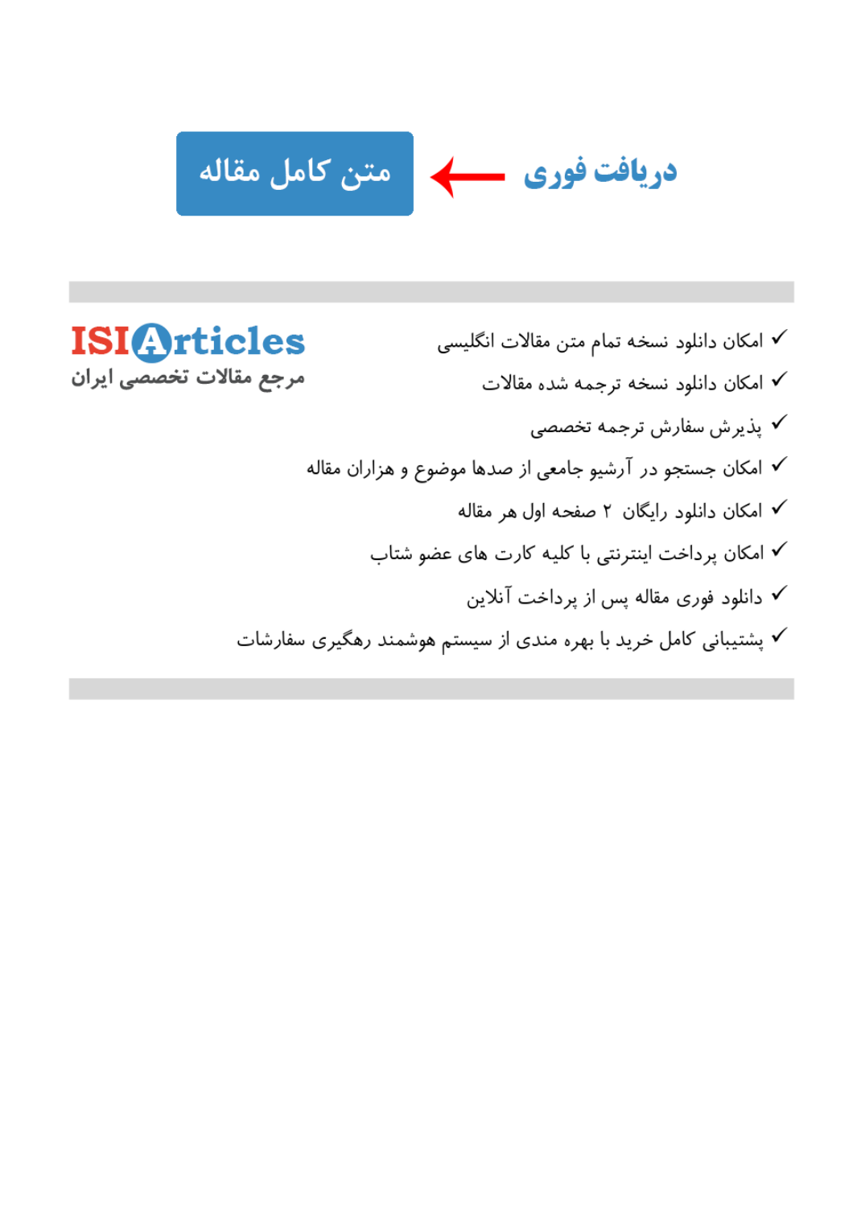دریافت فوری ← **متن کامل مقاله**

**ISIArticles**
مرجع مقالات تخصصی ایران

- ✓ امکان دانلود نسخه تمام متن مقالات انگلیسی
- ✓ امکان دانلود نسخه ترجمه شده مقالات
- ✓ پذیرش سفارش ترجمه تخصصی
- ✓ امکان جستجو در آرشیو جامعی از صدها موضوع و هزاران مقاله
- ✓ امکان دانلود رایگان ۲ صفحه اول هر مقاله
- ✓ امکان پرداخت اینترنتی با کلیه کارت های عضو شتاب
- ✓ دانلود فوری مقاله پس از پرداخت آنلاین
- ✓ پشتیبانی کامل خرید با بهره مندی از سیستم هوشمند رهگیری سفارشات